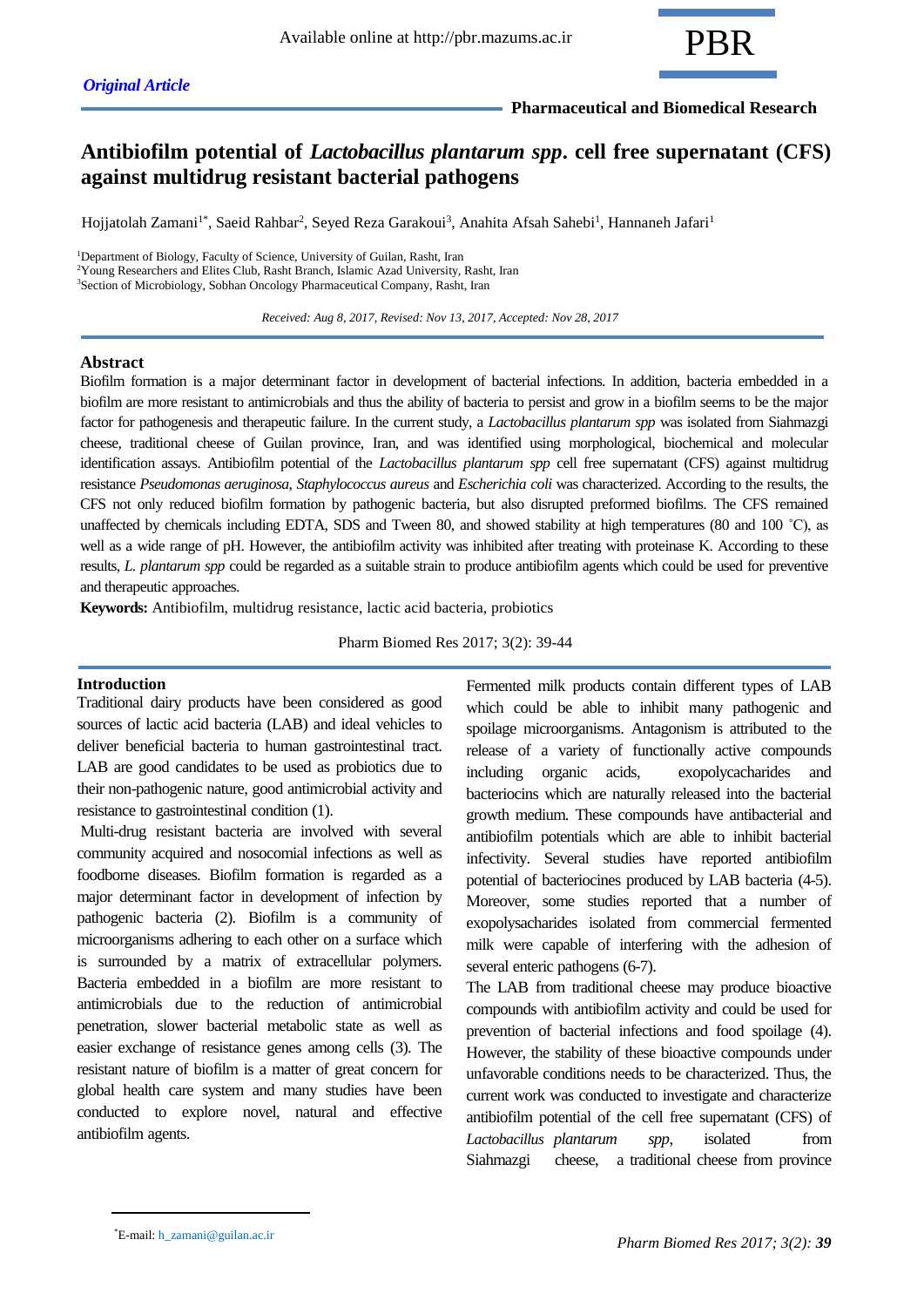*Original Article*

# Antibiofilm potential of *Lactobacillus plantarum spp*. cell free supernatant (CFS) against multidrug resistant bacterial pathogens

Hojjatolah Zamani[1*], Saeid Rahbar[2], Seyed Reza Garakoui[3], Anahita Afsah Sahebi[1], Hannaneh Jafari[1]

[1]Department of Biology, Faculty of Science, University of Guilan, Rasht, Iran
[2]Young Researchers and Elites Club, Rasht Branch, Islamic Azad University, Rasht, Iran
[3]Section of Microbiology, Sobhan Oncology Pharmaceutical Company, Rasht, Iran

*Received: Aug 8, 2017, Revised: Nov 13, 2017, Accepted: Nov 28, 2017*

## Abstract

Biofilm formation is a major determinant factor in development of bacterial infections. In addition, bacteria embedded in a biofilm are more resistant to antimicrobials and thus the ability of bacteria to persist and grow in a biofilm seems to be the major factor for pathogenesis and therapeutic failure. In the current study, a *Lactobacillus plantarum spp* was isolated from Siahmazgi cheese, traditional cheese of Guilan province, Iran, and was identified using morphological, biochemical and molecular identification assays. Antibiofilm potential of the *Lactobacillus plantarum spp* cell free supernatant (CFS) against multidrug resistance *Pseudomonas aeruginosa*, *Staphylococcus aureus* and *Escherichia coli* was characterized. According to the results, the CFS not only reduced biofilm formation by pathogenic bacteria, but also disrupted preformed biofilms. The CFS remained unaffected by chemicals including EDTA, SDS and Tween 80, and showed stability at high temperatures (80 and 100 ˚C), as well as a wide range of pH. However, the antibiofilm activity was inhibited after treating with proteinase K. According to these results, *L. plantarum spp* could be regarded as a suitable strain to produce antibiofilm agents which could be used for preventive and therapeutic approaches.

**Keywords:** Antibiofilm, multidrug resistance, lactic acid bacteria, probiotics

Pharm Biomed Res 2017; 3(2): 39-44

## Introduction

Traditional dairy products have been considered as good sources of lactic acid bacteria (LAB) and ideal vehicles to deliver beneficial bacteria to human gastrointestinal tract. LAB are good candidates to be used as probiotics due to their non-pathogenic nature, good antimicrobial activity and resistance to gastrointestinal condition (1).

Multi-drug resistant bacteria are involved with several community acquired and nosocomial infections as well as foodborne diseases. Biofilm formation is regarded as a major determinant factor in development of infection by pathogenic bacteria (2). Biofilm is a community of microorganisms adhering to each other on a surface which is surrounded by a matrix of extracellular polymers. Bacteria embedded in a biofilm are more resistant to antimicrobials due to the reduction of antimicrobial penetration, slower bacterial metabolic state as well as easier exchange of resistance genes among cells (3). The resistant nature of biofilm is a matter of great concern for global health care system and many studies have been conducted to explore novel, natural and effective antibiofilm agents.

Fermented milk products contain different types of LAB which could be able to inhibit many pathogenic and spoilage microorganisms. Antagonism is attributed to the release of a variety of functionally active compounds including organic acids, exopolycacharides and bacteriocins which are naturally released into the bacterial growth medium. These compounds have antibacterial and antibiofilm potentials which are able to inhibit bacterial infectivity. Several studies have reported antibiofilm potential of bacteriocines produced by LAB bacteria (4-5). Moreover, some studies reported that a number of exopolysacharides isolated from commercial fermented milk were capable of interfering with the adhesion of several enteric pathogens (6-7).

The LAB from traditional cheese may produce bioactive compounds with antibiofilm activity and could be used for prevention of bacterial infections and food spoilage (4). However, the stability of these bioactive compounds under unfavorable conditions needs to be characterized. Thus, the current work was conducted to investigate and characterize antibiofilm potential of the cell free supernatant (CFS) of *Lactobacillus plantarum spp*, isolated from Siahmazgi cheese, a traditional cheese from province

*E-mail: h_zamani@guilan.ac.ir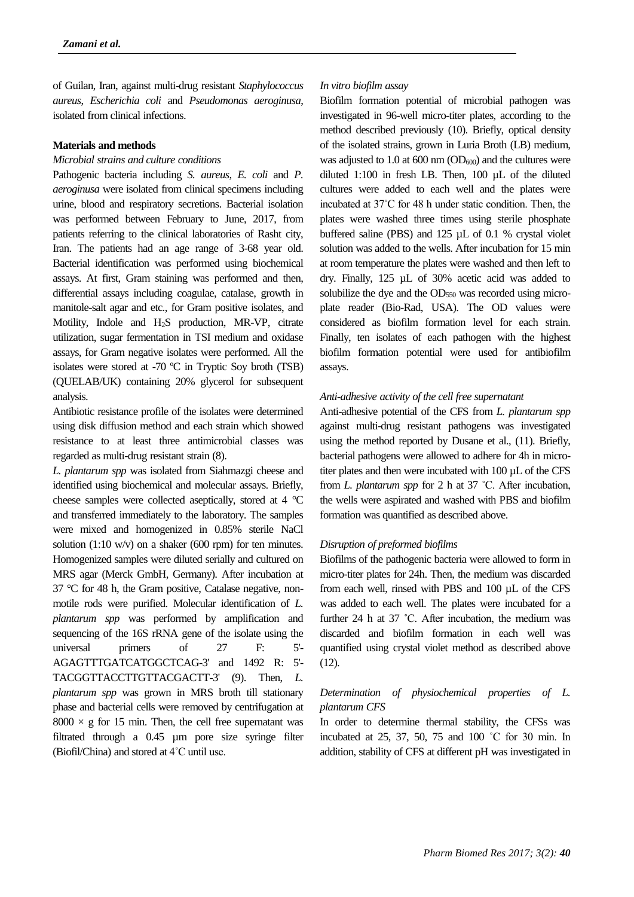of Guilan, Iran, against multi-drug resistant *Staphylococcus aureus*, *Escherichia coli* and *Pseudomonas aeroginusa*, isolated from clinical infections.

**Materials and methods**

*Microbial strains and culture conditions*

Pathogenic bacteria including *S. aureus*, *E. coli* and *P. aeroginusa* were isolated from clinical specimens including urine, blood and respiratory secretions. Bacterial isolation was performed between February to June, 2017, from patients referring to the clinical laboratories of Rasht city, Iran. The patients had an age range of 3-68 year old. Bacterial identification was performed using biochemical assays. At first, Gram staining was performed and then, differential assays including coagulae, catalase, growth in manitole-salt agar and etc., for Gram positive isolates, and Motility, Indole and $H_2S$ production, MR-VP, citrate utilization, sugar fermentation in TSI medium and oxidase assays, for Gram negative isolates were performed. All the isolates were stored at -70 ºC in Tryptic Soy broth (TSB) (QUELAB/UK) containing 20% glycerol for subsequent analysis.

Antibiotic resistance profile of the isolates were determined using disk diffusion method and each strain which showed resistance to at least three antimicrobial classes was regarded as multi-drug resistant strain (8).

*L. plantarum spp* was isolated from Siahmazgi cheese and identified using biochemical and molecular assays. Briefly, cheese samples were collected aseptically, stored at 4 °C and transferred immediately to the laboratory. The samples were mixed and homogenized in 0.85% sterile NaCl solution (1:10 w/v) on a shaker (600 rpm) for ten minutes. Homogenized samples were diluted serially and cultured on MRS agar (Merck GmbH, Germany). After incubation at 37 °C for 48 h, the Gram positive, Catalase negative, non-motile rods were purified. Molecular identification of *L. plantarum spp* was performed by amplification and sequencing of the 16S rRNA gene of the isolate using the universal primers of 27 F: 5'-AGAGTTTGATCATGGCTCAG-3' and 1492 R: 5'-TACGGTTACCTTGTTACGACTT-3' (9). Then, *L. plantarum spp* was grown in MRS broth till stationary phase and bacterial cells were removed by centrifugation at $8000 \times g$ for 15 min. Then, the cell free supernatant was filtrated through a 0.45 µm pore size syringe filter (Biofil/China) and stored at 4˚C until use.

*In vitro biofilm assay*

Biofilm formation potential of microbial pathogen was investigated in 96-well micro-titer plates, according to the method described previously (10). Briefly, optical density of the isolated strains, grown in Luria Broth (LB) medium, was adjusted to 1.0 at 600 nm ($OD_{600}$) and the cultures were diluted 1:100 in fresh LB. Then, 100 µL of the diluted cultures were added to each well and the plates were incubated at 37˚C for 48 h under static condition. Then, the plates were washed three times using sterile phosphate buffered saline (PBS) and 125 µL of 0.1 % crystal violet solution was added to the wells. After incubation for 15 min at room temperature the plates were washed and then left to dry. Finally, 125 µL of 30% acetic acid was added to solubilize the dye and the $OD_{550}$ was recorded using micro-plate reader (Bio-Rad, USA). The OD values were considered as biofilm formation level for each strain. Finally, ten isolates of each pathogen with the highest biofilm formation potential were used for antibiofilm assays.

*Anti-adhesive activity of the cell free supernatant*

Anti-adhesive potential of the CFS from *L. plantarum spp* against multi-drug resistant pathogens was investigated using the method reported by Dusane et al., (11). Briefly, bacterial pathogens were allowed to adhere for 4h in micro-titer plates and then were incubated with 100 µL of the CFS from *L. plantarum spp* for 2 h at 37 ˚C. After incubation, the wells were aspirated and washed with PBS and biofilm formation was quantified as described above.

*Disruption of preformed biofilms*

Biofilms of the pathogenic bacteria were allowed to form in micro-titer plates for 24h. Then, the medium was discarded from each well, rinsed with PBS and 100 µL of the CFS was added to each well. The plates were incubated for a further 24 h at 37 ˚C. After incubation, the medium was discarded and biofilm formation in each well was quantified using crystal violet method as described above (12).

*Determination of physiochemical properties of L. plantarum CFS*

In order to determine thermal stability, the CFSs was incubated at 25, 37, 50, 75 and 100 ˚C for 30 min. In addition, stability of CFS at different pH was investigated in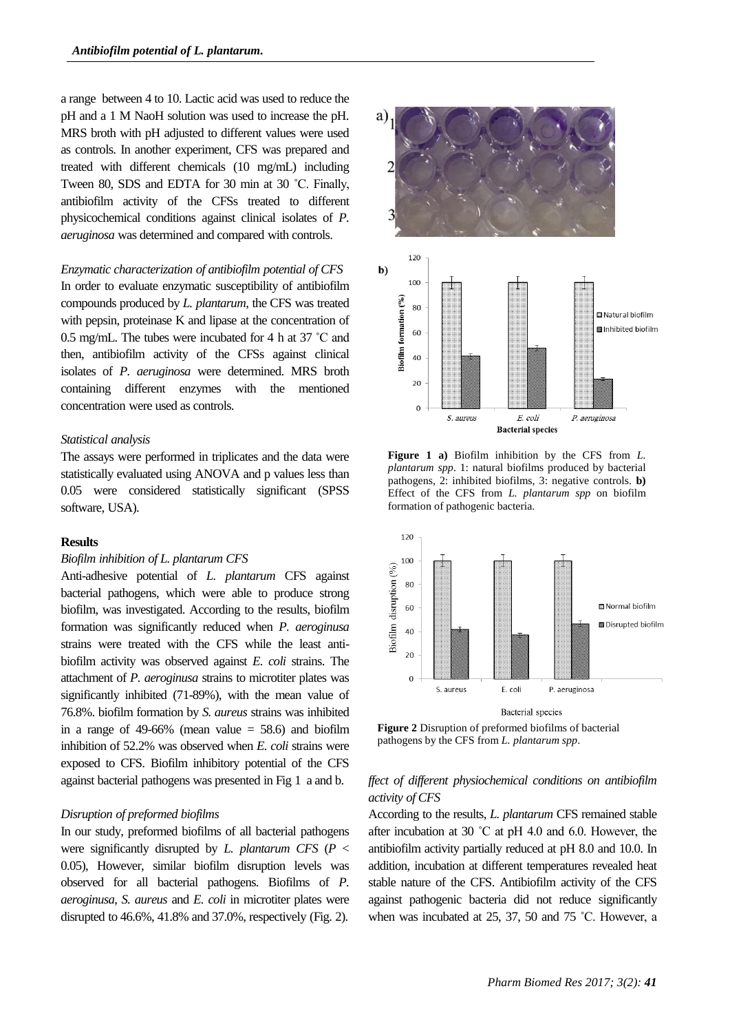a range between 4 to 10. Lactic acid was used to reduce the pH and a 1 M NaoH solution was used to increase the pH. MRS broth with pH adjusted to different values were used as controls. In another experiment, CFS was prepared and treated with different chemicals (10 mg/mL) including Tween 80, SDS and EDTA for 30 min at 30 ˚C. Finally, antibiofilm activity of the CFSs treated to different physicochemical conditions against clinical isolates of *P. aeruginosa* was determined and compared with controls.

*Enzymatic characterization of antibiofilm potential of CFS*

In order to evaluate enzymatic susceptibility of antibiofilm compounds produced by *L. plantarum*, the CFS was treated with pepsin, proteinase K and lipase at the concentration of 0.5 mg/mL. The tubes were incubated for 4 h at 37 ˚C and then, antibiofilm activity of the CFSs against clinical isolates of *P. aeruginosa* were determined. MRS broth containing different enzymes with the mentioned concentration were used as controls.

*Statistical analysis*

The assays were performed in triplicates and the data were statistically evaluated using ANOVA and p values less than 0.05 were considered statistically significant (SPSS software, USA).

**Results**

*Biofilm inhibition of L. plantarum CFS*

Anti-adhesive potential of *L. plantarum* CFS against bacterial pathogens, which were able to produce strong biofilm, was investigated. According to the results, biofilm formation was significantly reduced when *P. aeroginusa* strains were treated with the CFS while the least anti-biofilm activity was observed against *E. coli* strains. The attachment of *P. aeroginusa* strains to microtiter plates was significantly inhibited (71-89%), with the mean value of 76.8%. biofilm formation by *S. aureus* strains was inhibited in a range of 49-66% (mean value = 58.6) and biofilm inhibition of 52.2% was observed when *E. coli* strains were exposed to CFS. Biofilm inhibitory potential of the CFS against bacterial pathogens was presented in Fig 1 a and b.

*Disruption of preformed biofilms*

In our study, preformed biofilms of all bacterial pathogens were significantly disrupted by *L. plantarum CFS* ($P < 0.05$), However, similar biofilm disruption levels was observed for all bacterial pathogens. Biofilms of *P. aeroginusa*, *S. aureus* and *E. coli* in microtiter plates were disrupted to 46.6%, 41.8% and 37.0%, respectively (Fig. 2).

**Figure 1 a)** Biofilm inhibition by the CFS from *L. plantarum spp*. 1: natural biofilms produced by bacterial pathogens, 2: inhibited biofilms, 3: negative controls. **b)** Effect of the CFS from *L. plantarum spp* on biofilm formation of pathogenic bacteria.

**Figure 2** Disruption of preformed biofilms of bacterial pathogens by the CFS from *L. plantarum spp*.

*ffect of different physiochemical conditions on antibiofilm activity of CFS*

According to the results, *L. plantarum* CFS remained stable after incubation at 30 ˚C at pH 4.0 and 6.0. However, the antibiofilm activity partially reduced at pH 8.0 and 10.0. In addition, incubation at different temperatures revealed heat stable nature of the CFS. Antibiofilm activity of the CFS against pathogenic bacteria did not reduce significantly when was incubated at 25, 37, 50 and 75 ˚C. However, a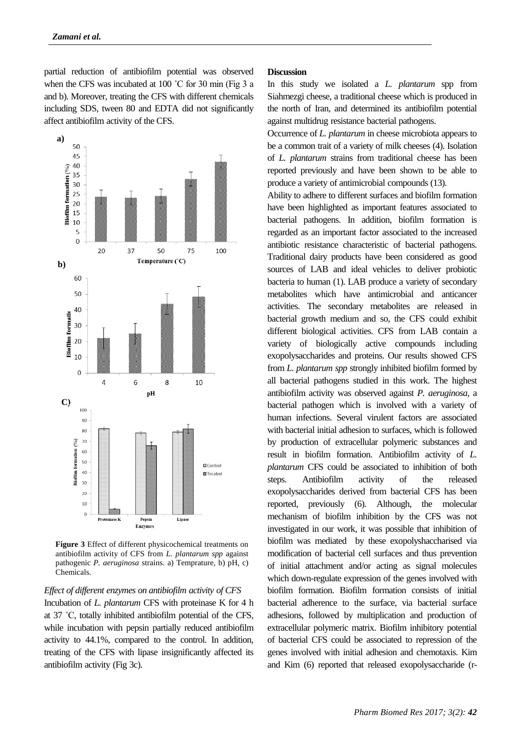partial reduction of antibiofilm potential was observed when the CFS was incubated at 100 ˚C for 30 min (Fig 3 a and b). Moreover, treating the CFS with different chemicals including SDS, tween 80 and EDTA did not significantly affect antibiofilm activity of the CFS.

**Figure 3** Effect of different physicochemical treatments on antibiofilm activity of CFS from *L. plantarum spp* against pathogenic *P. aeruginosa* strains. a) Temprature, b) pH, c) Chemicals.

*Effect of different enzymes on antibiofilm activity of CFS*

Incubation of *L. plantarum* CFS with proteinase K for 4 h at 37 ˚C, totally inhibited antibiofilm potential of the CFS, while incubation with pepsin partially reduced antibiofilm activity to 44.1%, compared to the control. In addition, treating of the CFS with lipase insignificantly affected its antibiofilm activity (Fig 3c).

**Discussion**

In this study we isolated a *L. plantarum* spp from Siahmezgi cheese, a traditional cheese which is produced in the north of Iran, and determined its antibiofilm potential against multidrug resistance bacterial pathogens.

Occurrence of *L. plantarum* in cheese microbiota appears to be a common trait of a variety of milk cheeses (4). Isolation of *L. plantarum* strains from traditional cheese has been reported previously and have been shown to be able to produce a variety of antimicrobial compounds (13).

Ability to adhere to different surfaces and biofilm formation have been highlighted as important features associated to bacterial pathogens. In addition, biofilm formation is regarded as an important factor associated to the increased antibiotic resistance characteristic of bacterial pathogens. Traditional dairy products have been considered as good sources of LAB and ideal vehicles to deliver probiotic bacteria to human (1). LAB produce a variety of secondary metabolites which have antimicrobial and anticancer activities. The secondary metabolites are released in bacterial growth medium and so, the CFS could exhibit different biological activities. CFS from LAB contain a variety of biologically active compounds including exopolysaccharides and proteins. Our results showed CFS from *L. plantarum spp* strongly inhibited biofilm formed by all bacterial pathogens studied in this work. The highest antibiofilm activity was observed against *P. aeruginosa*, a bacterial pathogen which is involved with a variety of human infections. Several virulent factors are associated with bacterial initial adhesion to surfaces, which is followed by production of extracellular polymeric substances and result in biofilm formation. Antibiofilm activity of *L. plantarum* CFS could be associated to inhibition of both steps. Antibiofilm activity of the released exopolysaccharides derived from bacterial CFS has been reported, previously (6). Although, the molecular mechanism of biofilm inhibition by the CFS was not investigated in our work, it was possible that inhibition of biofilm was mediated by these exopolyshaccharised via modification of bacterial cell surfaces and thus prevention of initial attachment and/or acting as signal molecules which down-regulate expression of the genes involved with biofilm formation. Biofilm formation consists of initial bacterial adherence to the surface, via bacterial surface adhesions, followed by multiplication and production of extracellular polymeric matrix. Biofilm inhibitory potential of bacterial CFS could be associated to repression of the genes involved with initial adhesion and chemotaxis. Kim and Kim (6) reported that released exopolysaccharide (r-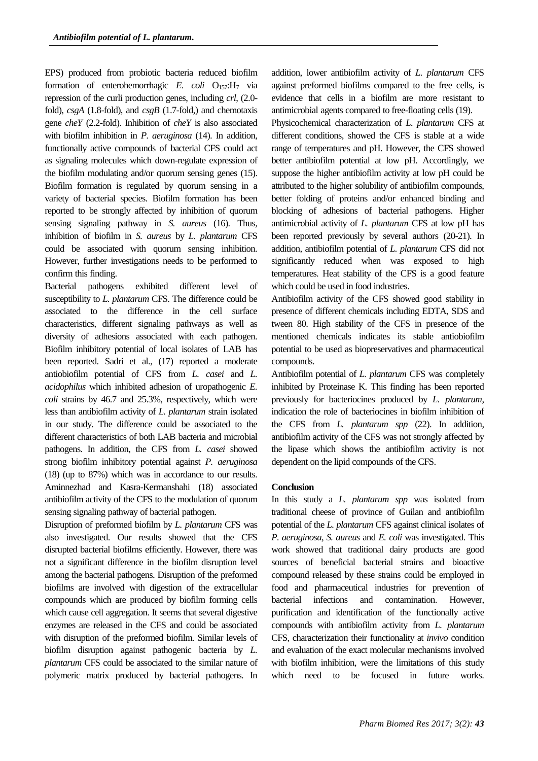EPS) produced from probiotic bacteria reduced biofilm formation of enterohemorrhagic *E. coli* $O_{157}$:$H_7$ via repression of the curli production genes, including *crl*, (2.0-fold), *csgA* (1.8-fold), and *csgB* (1.7-fold,) and chemotaxis gene *cheY* (2.2-fold). Inhibition of *cheY* is also associated with biofilm inhibition in *P. aeruginosa* (14). In addition, functionally active compounds of bacterial CFS could act as signaling molecules which down-regulate expression of the biofilm modulating and/or quorum sensing genes (15). Biofilm formation is regulated by quorum sensing in a variety of bacterial species. Biofilm formation has been reported to be strongly affected by inhibition of quorum sensing signaling pathway in *S. aureus* (16). Thus, inhibition of biofilm in *S. aureus* by *L. plantarum* CFS could be associated with quorum sensing inhibition. However, further investigations needs to be performed to confirm this finding.

Bacterial pathogens exhibited different level of susceptibility to *L. plantarum* CFS. The difference could be associated to the difference in the cell surface characteristics, different signaling pathways as well as diversity of adhesions associated with each pathogen. Biofilm inhibitory potential of local isolates of LAB has been reported. Sadri et al., (17) reported a moderate antiobiofilm potential of CFS from *L. casei* and *L. acidophilus* which inhibited adhesion of uropathogenic *E. coli* strains by 46.7 and 25.3%, respectively, which were less than antibiofilm activity of *L. plantarum* strain isolated in our study. The difference could be associated to the different characteristics of both LAB bacteria and microbial pathogens. In addition, the CFS from *L. casei* showed strong biofilm inhibitory potential against *P. aeruginosa* (18) (up to 87%) which was in accordance to our results. Aminnezhad and Kasra-Kermanshahi (18) associated antibiofilm activity of the CFS to the modulation of quorum sensing signaling pathway of bacterial pathogen.

Disruption of preformed biofilm by *L. plantarum* CFS was also investigated. Our results showed that the CFS disrupted bacterial biofilms efficiently. However, there was not a significant difference in the biofilm disruption level among the bacterial pathogens. Disruption of the preformed biofilms are involved with digestion of the extracellular compounds which are produced by biofilm forming cells which cause cell aggregation. It seems that several digestive enzymes are released in the CFS and could be associated with disruption of the preformed biofilm. Similar levels of biofilm disruption against pathogenic bacteria by *L. plantarum* CFS could be associated to the similar nature of polymeric matrix produced by bacterial pathogens. In addition, lower antibiofilm activity of *L. plantarum* CFS against preformed biofilms compared to the free cells, is evidence that cells in a biofilm are more resistant to antimicrobial agents compared to free-floating cells (19).

Physicochemical characterization of *L. plantarum* CFS at different conditions, showed the CFS is stable at a wide range of temperatures and pH. However, the CFS showed better antibiofilm potential at low pH. Accordingly, we suppose the higher antibiofilm activity at low pH could be attributed to the higher solubility of antibiofilm compounds, better folding of proteins and/or enhanced binding and blocking of adhesions of bacterial pathogens. Higher antimicrobial activity of *L. plantarum* CFS at low pH has been reported previously by several authors (20-21). In addition, antibiofilm potential of *L. plantarum* CFS did not significantly reduced when was exposed to high temperatures. Heat stability of the CFS is a good feature which could be used in food industries.

Antibiofilm activity of the CFS showed good stability in presence of different chemicals including EDTA, SDS and tween 80. High stability of the CFS in presence of the mentioned chemicals indicates its stable antiobiofilm potential to be used as biopreservatives and pharmaceutical compounds.

Antibiofilm potential of *L. plantarum* CFS was completely inhibited by Proteinase K. This finding has been reported previously for bacteriocines produced by *L. plantarum*, indication the role of bacteriocines in biofilm inhibition of the CFS from *L. plantarum spp* (22). In addition, antibiofilm activity of the CFS was not strongly affected by the lipase which shows the antibiofilm activity is not dependent on the lipid compounds of the CFS.

## Conclusion

In this study a *L. plantarum spp* was isolated from traditional cheese of province of Guilan and antibiofilm potential of the *L. plantarum* CFS against clinical isolates of *P. aeruginosa*, *S. aureus* and *E. coli* was investigated. This work showed that traditional dairy products are good sources of beneficial bacterial strains and bioactive compound released by these strains could be employed in food and pharmaceutical industries for prevention of bacterial infections and contamination. However, purification and identification of the functionally active compounds with antibiofilm activity from *L. plantarum* CFS, characterization their functionality at *invivo* condition and evaluation of the exact molecular mechanisms involved with biofilm inhibition, were the limitations of this study which need to be focused in future works.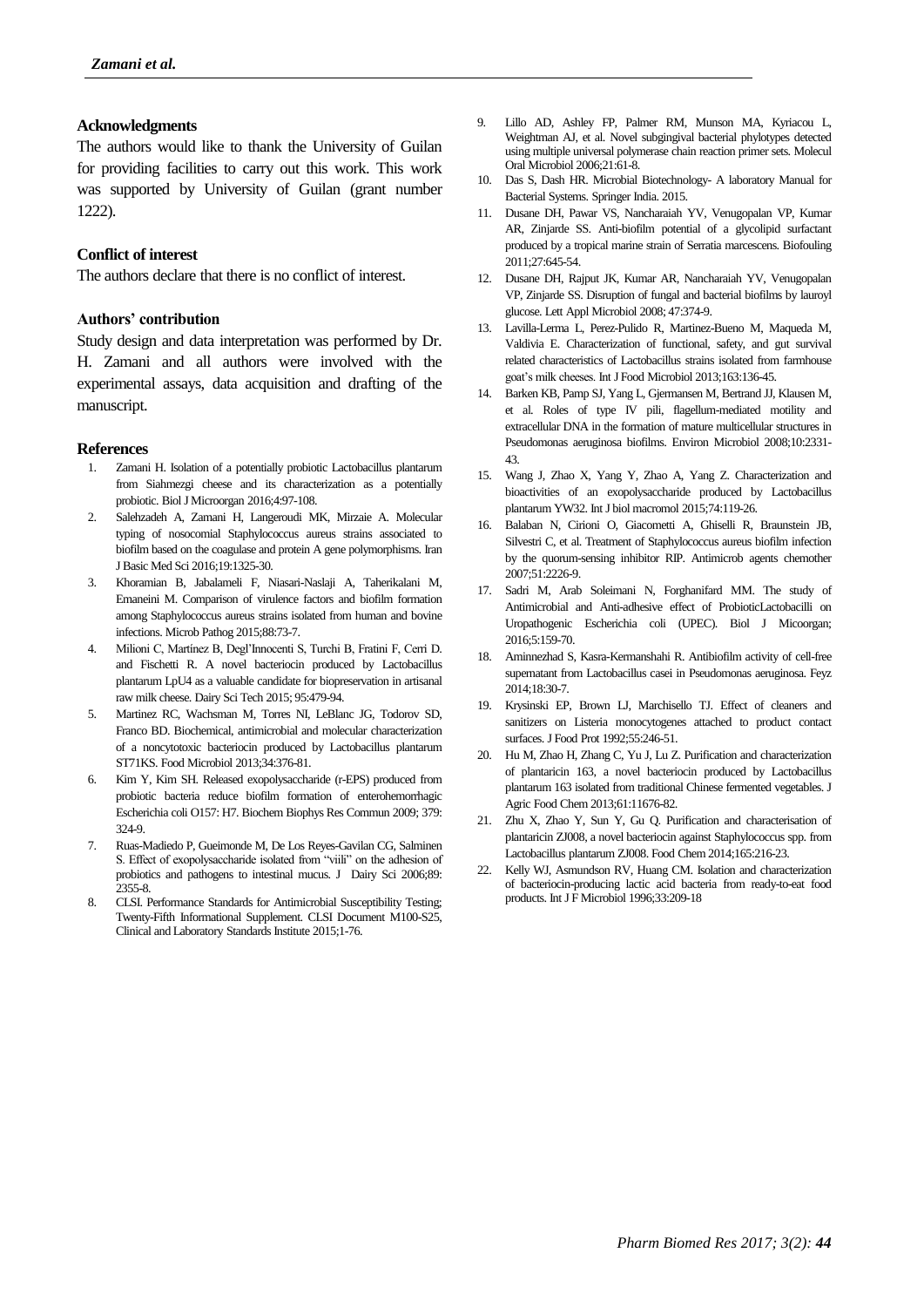## Acknowledgments

The authors would like to thank the University of Guilan for providing facilities to carry out this work. This work was supported by University of Guilan (grant number 1222).

## Conflict of interest

The authors declare that there is no conflict of interest.

## Authors' contribution

Study design and data interpretation was performed by Dr. H. Zamani and all authors were involved with the experimental assays, data acquisition and drafting of the manuscript.

## References

1. Zamani H. Isolation of a potentially probiotic Lactobacillus plantarum from Siahmezgi cheese and its characterization as a potentially probiotic. Biol J Microorgan 2016;4:97-108.
2. Salehzadeh A, Zamani H, Langeroudi MK, Mirzaie A. Molecular typing of nosocomial Staphylococcus aureus strains associated to biofilm based on the coagulase and protein A gene polymorphisms. Iran J Basic Med Sci 2016;19:1325-30.
3. Khoramian B, Jabalameli F, Niasari-Naslaji A, Taherikalani M, Emaneini M. Comparison of virulence factors and biofilm formation among Staphylococcus aureus strains isolated from human and bovine infections. Microb Pathog 2015;88:73-7.
4. Milioni C, Martínez B, Degl'Innocenti S, Turchi B, Fratini F, Cerri D. and Fischetti R. A novel bacteriocin produced by Lactobacillus plantarum LpU4 as a valuable candidate for biopreservation in artisanal raw milk cheese. Dairy Sci Tech 2015; 95:479-94.
5. Martinez RC, Wachsman M, Torres NI, LeBlanc JG, Todorov SD, Franco BD. Biochemical, antimicrobial and molecular characterization of a noncytotoxic bacteriocin produced by Lactobacillus plantarum ST71KS. Food Microbiol 2013;34:376-81.
6. Kim Y, Kim SH. Released exopolysaccharide (r-EPS) produced from probiotic bacteria reduce biofilm formation of enterohemorrhagic Escherichia coli O157: H7. Biochem Biophys Res Commun 2009; 379: 324-9.
7. Ruas-Madiedo P, Gueimonde M, De Los Reyes-Gavilan CG, Salminen S. Effect of exopolysaccharide isolated from "viili" on the adhesion of probiotics and pathogens to intestinal mucus. J Dairy Sci 2006;89: 2355-8.
8. CLSI. Performance Standards for Antimicrobial Susceptibility Testing; Twenty-Fifth Informational Supplement. CLSI Document M100-S25, Clinical and Laboratory Standards Institute 2015;1-76.
9. Lillo AD, Ashley FP, Palmer RM, Munson MA, Kyriacou L, Weightman AJ, et al. Novel subgingival bacterial phylotypes detected using multiple universal polymerase chain reaction primer sets. Molecul Oral Microbiol 2006;21:61-8.
10. Das S, Dash HR. Microbial Biotechnology- A laboratory Manual for Bacterial Systems. Springer India. 2015.
11. Dusane DH, Pawar VS, Nancharaiah YV, Venugopalan VP, Kumar AR, Zinjarde SS. Anti-biofilm potential of a glycolipid surfactant produced by a tropical marine strain of Serratia marcescens. Biofouling 2011;27:645-54.
12. Dusane DH, Rajput JK, Kumar AR, Nancharaiah YV, Venugopalan VP, Zinjarde SS. Disruption of fungal and bacterial biofilms by lauroyl glucose. Lett Appl Microbiol 2008; 47:374-9.
13. Lavilla-Lerma L, Perez-Pulido R, Martinez-Bueno M, Maqueda M, Valdivia E. Characterization of functional, safety, and gut survival related characteristics of Lactobacillus strains isolated from farmhouse goat's milk cheeses. Int J Food Microbiol 2013;163:136-45.
14. Barken KB, Pamp SJ, Yang L, Gjermansen M, Bertrand JJ, Klausen M, et al. Roles of type IV pili, flagellum-mediated motility and extracellular DNA in the formation of mature multicellular structures in Pseudomonas aeruginosa biofilms. Environ Microbiol 2008;10:2331-43.
15. Wang J, Zhao X, Yang Y, Zhao A, Yang Z. Characterization and bioactivities of an exopolysaccharide produced by Lactobacillus plantarum YW32. Int J biol macromol 2015;74:119-26.
16. Balaban N, Cirioni O, Giacometti A, Ghiselli R, Braunstein JB, Silvestri C, et al. Treatment of Staphylococcus aureus biofilm infection by the quorum-sensing inhibitor RIP. Antimicrob agents chemother 2007;51:2226-9.
17. Sadri M, Arab Soleimani N, Forghanifard MM. The study of Antimicrobial and Anti-adhesive effect of ProbioticLactobacilli on Uropathogenic Escherichia coli (UPEC). Biol J Micoorgan; 2016;5:159-70.
18. Aminnezhad S, Kasra-Kermanshahi R. Antibiofilm activity of cell-free supernatant from Lactobacillus casei in Pseudomonas aeruginosa. Feyz 2014;18:30-7.
19. Krysinski EP, Brown LJ, Marchisello TJ. Effect of cleaners and sanitizers on Listeria monocytogenes attached to product contact surfaces. J Food Prot 1992;55:246-51.
20. Hu M, Zhao H, Zhang C, Yu J, Lu Z. Purification and characterization of plantaricin 163, a novel bacteriocin produced by Lactobacillus plantarum 163 isolated from traditional Chinese fermented vegetables. J Agric Food Chem 2013;61:11676-82.
21. Zhu X, Zhao Y, Sun Y, Gu Q. Purification and characterisation of plantaricin ZJ008, a novel bacteriocin against Staphylococcus spp. from Lactobacillus plantarum ZJ008. Food Chem 2014;165:216-23.
22. Kelly WJ, Asmundson RV, Huang CM. Isolation and characterization of bacteriocin-producing lactic acid bacteria from ready-to-eat food products. Int J F Microbiol 1996;33:209-18